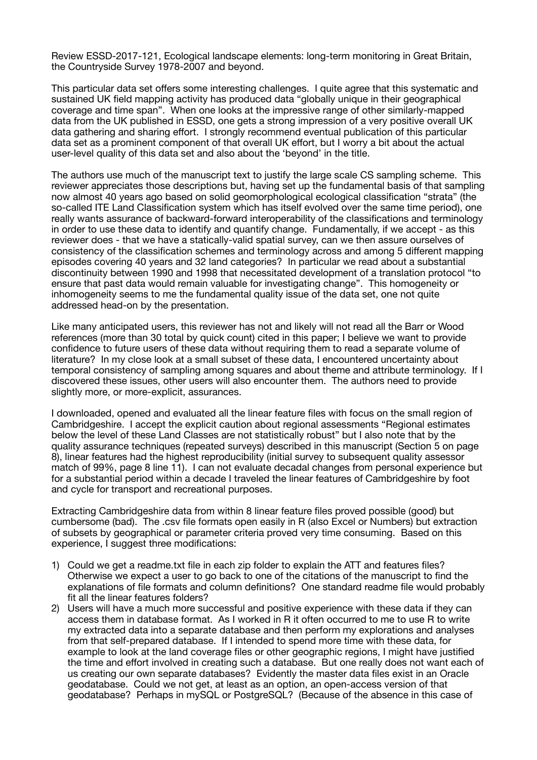Review ESSD-2017-121, Ecological landscape elements: long-term monitoring in Great Britain, the Countryside Survey 1978-2007 and beyond.

This particular data set offers some interesting challenges. I quite agree that this systematic and sustained UK field mapping activity has produced data "globally unique in their geographical coverage and time span". When one looks at the impressive range of other similarly-mapped data from the UK published in ESSD, one gets a strong impression of a very positive overall UK data gathering and sharing effort. I strongly recommend eventual publication of this particular data set as a prominent component of that overall UK effort, but I worry a bit about the actual user-level quality of this data set and also about the 'beyond' in the title.

The authors use much of the manuscript text to justify the large scale CS sampling scheme. This reviewer appreciates those descriptions but, having set up the fundamental basis of that sampling now almost 40 years ago based on solid geomorphological ecological classification "strata" (the so-called ITE Land Classification system which has itself evolved over the same time period), one really wants assurance of backward-forward interoperability of the classifications and terminology in order to use these data to identify and quantify change. Fundamentally, if we accept - as this reviewer does - that we have a statically-valid spatial survey, can we then assure ourselves of consistency of the classification schemes and terminology across and among 5 different mapping episodes covering 40 years and 32 land categories? In particular we read about a substantial discontinuity between 1990 and 1998 that necessitated development of a translation protocol "to ensure that past data would remain valuable for investigating change". This homogeneity or inhomogeneity seems to me the fundamental quality issue of the data set, one not quite addressed head-on by the presentation.

Like many anticipated users, this reviewer has not and likely will not read all the Barr or Wood references (more than 30 total by quick count) cited in this paper; I believe we want to provide confidence to future users of these data without requiring them to read a separate volume of literature? In my close look at a small subset of these data, I encountered uncertainty about temporal consistency of sampling among squares and about theme and attribute terminology. If I discovered these issues, other users will also encounter them. The authors need to provide slightly more, or more-explicit, assurances.

I downloaded, opened and evaluated all the linear feature files with focus on the small region of Cambridgeshire. I accept the explicit caution about regional assessments "Regional estimates below the level of these Land Classes are not statistically robust" but I also note that by the quality assurance techniques (repeated surveys) described in this manuscript (Section 5 on page 8), linear features had the highest reproducibility (initial survey to subsequent quality assessor match of 99%, page 8 line 11). I can not evaluate decadal changes from personal experience but for a substantial period within a decade I traveled the linear features of Cambridgeshire by foot and cycle for transport and recreational purposes.

Extracting Cambridgeshire data from within 8 linear feature files proved possible (good) but cumbersome (bad). The .csv file formats open easily in R (also Excel or Numbers) but extraction of subsets by geographical or parameter criteria proved very time consuming. Based on this experience, I suggest three modifications:

1) Could we get a readme.txt file in each zip folder to explain the ATT and features files? Otherwise we expect a user to go back to one of the citations of the manuscript to find the explanations of file formats and column definitions? One standard readme file would probably fit all the linear features folders?
2) Users will have a much more successful and positive experience with these data if they can access them in database format. As I worked in R it often occurred to me to use R to write my extracted data into a separate database and then perform my explorations and analyses from that self-prepared database. If I intended to spend more time with these data, for example to look at the land coverage files or other geographic regions, I might have justified the time and effort involved in creating such a database. But one really does not want each of us creating our own separate databases? Evidently the master data files exist in an Oracle geodatabase. Could we not get, at least as an option, an open-access version of that geodatabase? Perhaps in mySQL or PostgreSQL? (Because of the absence in this case of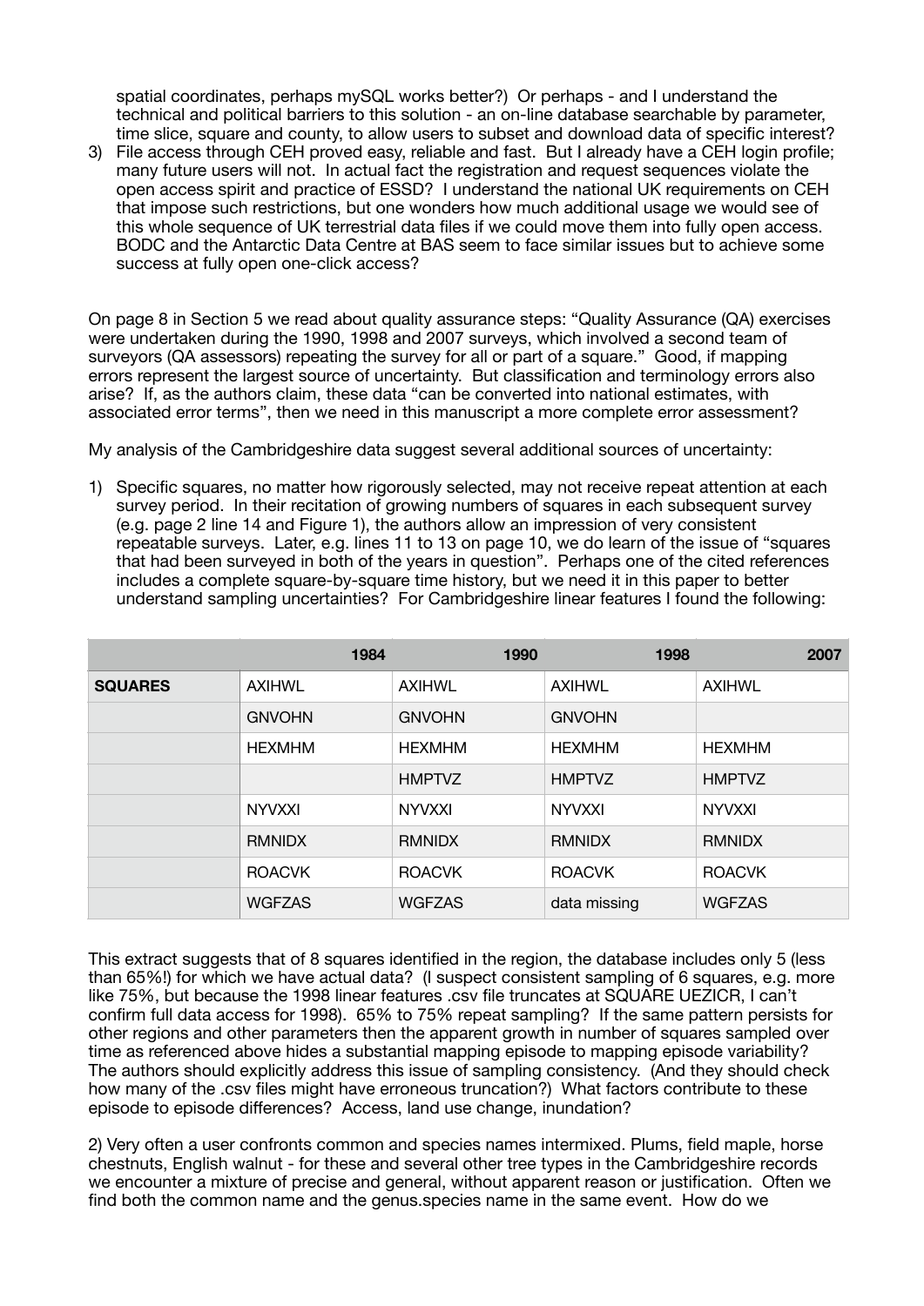spatial coordinates, perhaps mySQL works better?) Or perhaps - and I understand the technical and political barriers to this solution - an on-line database searchable by parameter, time slice, square and county, to allow users to subset and download data of specific interest?

3) File access through CEH proved easy, reliable and fast. But I already have a CEH login profile; many future users will not. In actual fact the registration and request sequences violate the open access spirit and practice of ESSD? I understand the national UK requirements on CEH that impose such restrictions, but one wonders how much additional usage we would see of this whole sequence of UK terrestrial data files if we could move them into fully open access. BODC and the Antarctic Data Centre at BAS seem to face similar issues but to achieve some success at fully open one-click access?

On page 8 in Section 5 we read about quality assurance steps: "Quality Assurance (QA) exercises were undertaken during the 1990, 1998 and 2007 surveys, which involved a second team of surveyors (QA assessors) repeating the survey for all or part of a square." Good, if mapping errors represent the largest source of uncertainty. But classification and terminology errors also arise? If, as the authors claim, these data "can be converted into national estimates, with associated error terms", then we need in this manuscript a more complete error assessment?

My analysis of the Cambridgeshire data suggest several additional sources of uncertainty:

1) Specific squares, no matter how rigorously selected, may not receive repeat attention at each survey period. In their recitation of growing numbers of squares in each subsequent survey (e.g. page 2 line 14 and Figure 1), the authors allow an impression of very consistent repeatable surveys. Later, e.g. lines 11 to 13 on page 10, we do learn of the issue of "squares that had been surveyed in both of the years in question". Perhaps one of the cited references includes a complete square-by-square time history, but we need it in this paper to better understand sampling uncertainties? For Cambridgeshire linear features I found the following:

| | 1984 | 1990 | 1998 | 2007 |
|---|---|---|---|---|
| **SQUARES** | AXIHWL | AXIHWL | AXIHWL | AXIHWL |
| | GNVOHN | GNVOHN | GNVOHN | |
| | HEXMHM | HEXMHM | HEXMHM | HEXMHM |
| | | HMPTVZ | HMPTVZ | HMPTVZ |
| | NYVXXI | NYVXXI | NYVXXI | NYVXXI |
| | RMNIDX | RMNIDX | RMNIDX | RMNIDX |
| | ROACVK | ROACVK | ROACVK | ROACVK |
| | WGFZAS | WGFZAS | data missing | WGFZAS |

This extract suggests that of 8 squares identified in the region, the database includes only 5 (less than 65%!) for which we have actual data? (I suspect consistent sampling of 6 squares, e.g. more like 75%, but because the 1998 linear features .csv file truncates at SQUARE UEZICR, I can't confirm full data access for 1998). 65% to 75% repeat sampling? If the same pattern persists for other regions and other parameters then the apparent growth in number of squares sampled over time as referenced above hides a substantial mapping episode to mapping episode variability? The authors should explicitly address this issue of sampling consistency. (And they should check how many of the .csv files might have erroneous truncation?) What factors contribute to these episode to episode differences? Access, land use change, inundation?

2) Very often a user confronts common and species names intermixed. Plums, field maple, horse chestnuts, English walnut - for these and several other tree types in the Cambridgeshire records we encounter a mixture of precise and general, without apparent reason or justification. Often we find both the common name and the genus.species name in the same event. How do we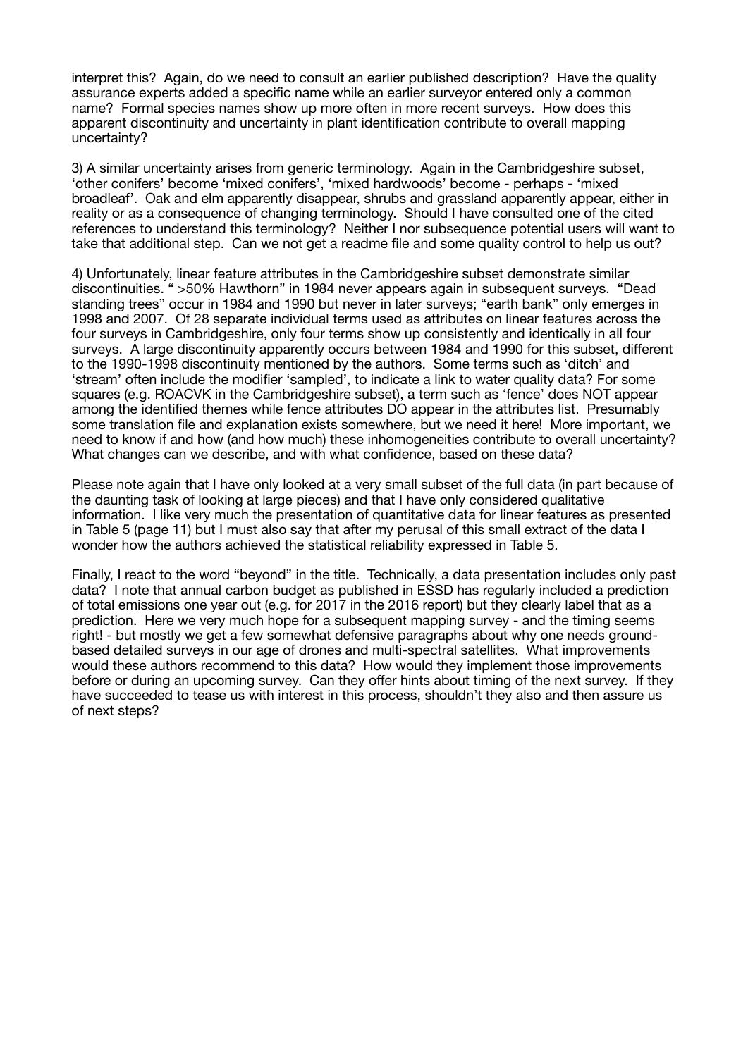interpret this? Again, do we need to consult an earlier published description? Have the quality assurance experts added a specific name while an earlier surveyor entered only a common name? Formal species names show up more often in more recent surveys. How does this apparent discontinuity and uncertainty in plant identification contribute to overall mapping uncertainty?

3) A similar uncertainty arises from generic terminology. Again in the Cambridgeshire subset, 'other conifers' become 'mixed conifers', 'mixed hardwoods' become - perhaps - 'mixed broadleaf'. Oak and elm apparently disappear, shrubs and grassland apparently appear, either in reality or as a consequence of changing terminology. Should I have consulted one of the cited references to understand this terminology? Neither I nor subsequence potential users will want to take that additional step. Can we not get a readme file and some quality control to help us out?

4) Unfortunately, linear feature attributes in the Cambridgeshire subset demonstrate similar discontinuities. " >50% Hawthorn" in 1984 never appears again in subsequent surveys. "Dead standing trees" occur in 1984 and 1990 but never in later surveys; "earth bank" only emerges in 1998 and 2007. Of 28 separate individual terms used as attributes on linear features across the four surveys in Cambridgeshire, only four terms show up consistently and identically in all four surveys. A large discontinuity apparently occurs between 1984 and 1990 for this subset, different to the 1990-1998 discontinuity mentioned by the authors. Some terms such as 'ditch' and 'stream' often include the modifier 'sampled', to indicate a link to water quality data? For some squares (e.g. ROACVK in the Cambridgeshire subset), a term such as 'fence' does NOT appear among the identified themes while fence attributes DO appear in the attributes list. Presumably some translation file and explanation exists somewhere, but we need it here! More important, we need to know if and how (and how much) these inhomogeneities contribute to overall uncertainty? What changes can we describe, and with what confidence, based on these data?

Please note again that I have only looked at a very small subset of the full data (in part because of the daunting task of looking at large pieces) and that I have only considered qualitative information. I like very much the presentation of quantitative data for linear features as presented in Table 5 (page 11) but I must also say that after my perusal of this small extract of the data I wonder how the authors achieved the statistical reliability expressed in Table 5.

Finally, I react to the word "beyond" in the title. Technically, a data presentation includes only past data? I note that annual carbon budget as published in ESSD has regularly included a prediction of total emissions one year out (e.g. for 2017 in the 2016 report) but they clearly label that as a prediction. Here we very much hope for a subsequent mapping survey - and the timing seems right! - but mostly we get a few somewhat defensive paragraphs about why one needs ground-based detailed surveys in our age of drones and multi-spectral satellites. What improvements would these authors recommend to this data? How would they implement those improvements before or during an upcoming survey. Can they offer hints about timing of the next survey. If they have succeeded to tease us with interest in this process, shouldn't they also and then assure us of next steps?